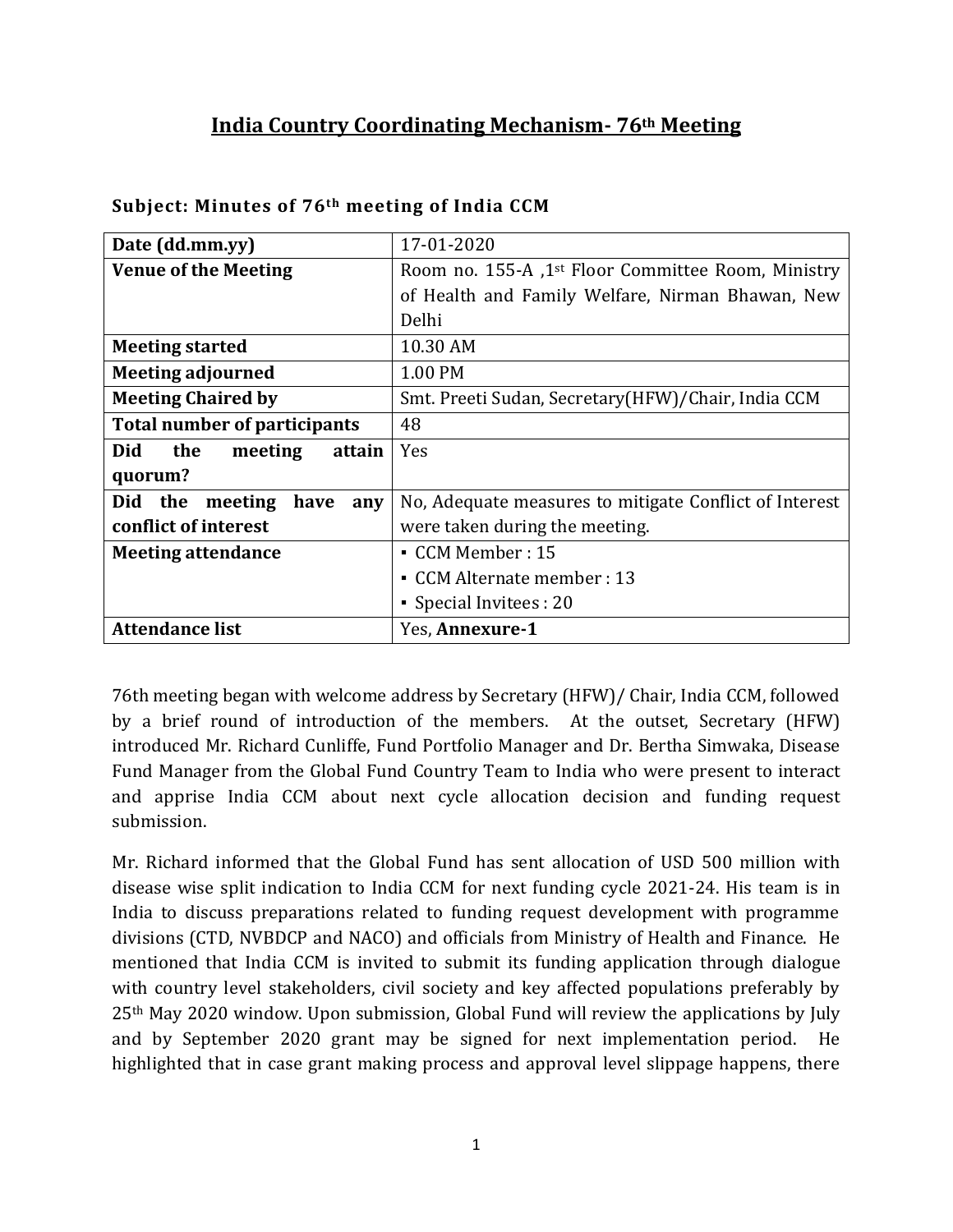# India Country Coordinating Mechanism- 76th Meeting

### Subject: Minutes of 76th meeting of India CCM

| Date (dd.mm.yy) | 17-01-2020 |
|---|---|
| **Venue of the Meeting** | Room no. 155-A ,1st Floor Committee Room, Ministry of Health and Family Welfare, Nirman Bhawan, New Delhi |
| **Meeting started** | 10.30 AM |
| **Meeting adjourned** | 1.00 PM |
| **Meeting Chaired by** | Smt. Preeti Sudan, Secretary(HFW)/Chair, India CCM |
| **Total number of participants** | 48 |
| **Did the meeting attain quorum?** | Yes |
| **Did the meeting have any conflict of interest** | No, Adequate measures to mitigate Conflict of Interest were taken during the meeting. |
| **Meeting attendance** | ▪ CCM Member : 15<br>▪ CCM Alternate member : 13<br>▪ Special Invitees : 20 |
| **Attendance list** | Yes, **Annexure-1** |

76th meeting began with welcome address by Secretary (HFW)/ Chair, India CCM, followed by a brief round of introduction of the members. At the outset, Secretary (HFW) introduced Mr. Richard Cunliffe, Fund Portfolio Manager and Dr. Bertha Simwaka, Disease Fund Manager from the Global Fund Country Team to India who were present to interact and apprise India CCM about next cycle allocation decision and funding request submission.

Mr. Richard informed that the Global Fund has sent allocation of USD 500 million with disease wise split indication to India CCM for next funding cycle 2021-24. His team is in India to discuss preparations related to funding request development with programme divisions (CTD, NVBDCP and NACO) and officials from Ministry of Health and Finance. He mentioned that India CCM is invited to submit its funding application through dialogue with country level stakeholders, civil society and key affected populations preferably by 25th May 2020 window. Upon submission, Global Fund will review the applications by July and by September 2020 grant may be signed for next implementation period. He highlighted that in case grant making process and approval level slippage happens, there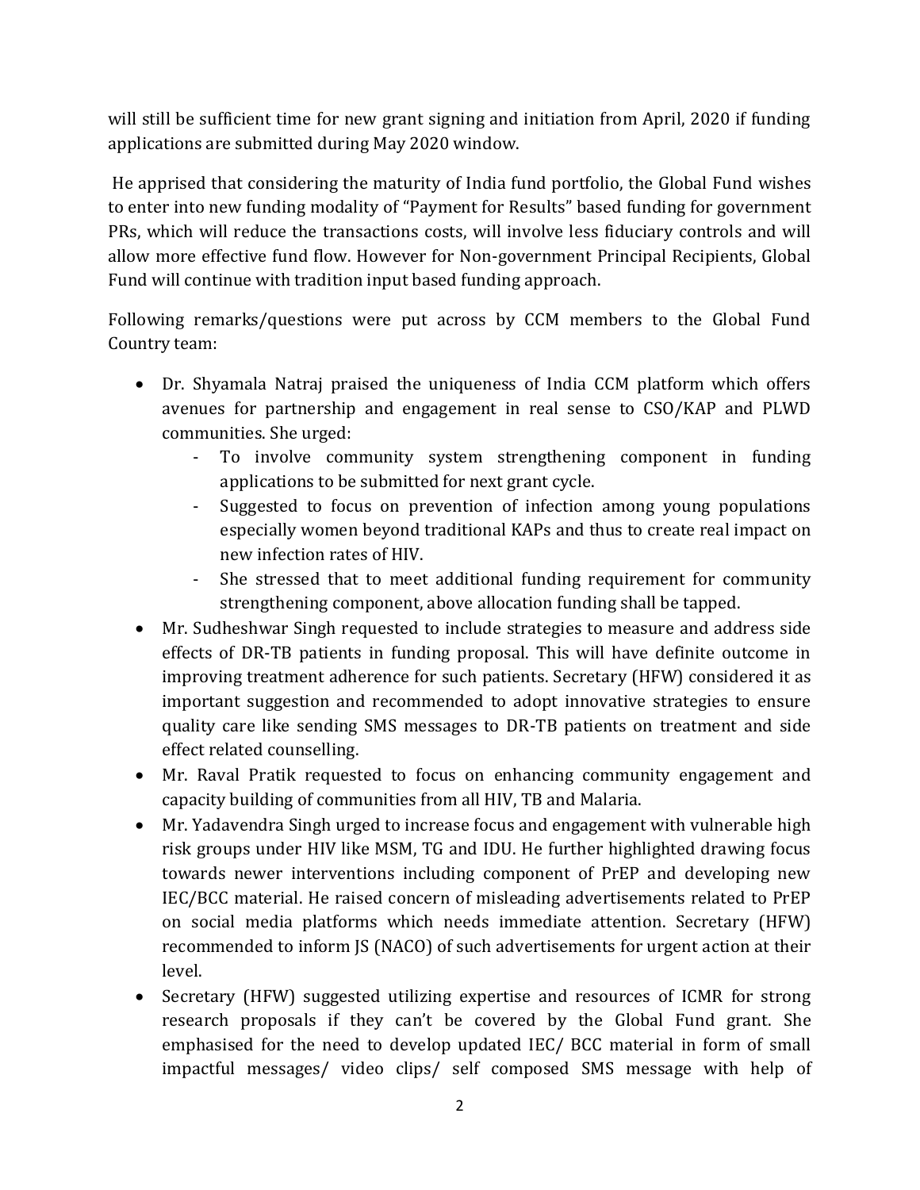will still be sufficient time for new grant signing and initiation from April, 2020 if funding applications are submitted during May 2020 window.

He apprised that considering the maturity of India fund portfolio, the Global Fund wishes to enter into new funding modality of "Payment for Results" based funding for government PRs, which will reduce the transactions costs, will involve less fiduciary controls and will allow more effective fund flow. However for Non-government Principal Recipients, Global Fund will continue with tradition input based funding approach.

Following remarks/questions were put across by CCM members to the Global Fund Country team:

- Dr. Shyamala Natraj praised the uniqueness of India CCM platform which offers avenues for partnership and engagement in real sense to CSO/KAP and PLWD communities. She urged:
  - To involve community system strengthening component in funding applications to be submitted for next grant cycle.
  - Suggested to focus on prevention of infection among young populations especially women beyond traditional KAPs and thus to create real impact on new infection rates of HIV.
  - She stressed that to meet additional funding requirement for community strengthening component, above allocation funding shall be tapped.
- Mr. Sudheshwar Singh requested to include strategies to measure and address side effects of DR-TB patients in funding proposal. This will have definite outcome in improving treatment adherence for such patients. Secretary (HFW) considered it as important suggestion and recommended to adopt innovative strategies to ensure quality care like sending SMS messages to DR-TB patients on treatment and side effect related counselling.
- Mr. Raval Pratik requested to focus on enhancing community engagement and capacity building of communities from all HIV, TB and Malaria.
- Mr. Yadavendra Singh urged to increase focus and engagement with vulnerable high risk groups under HIV like MSM, TG and IDU. He further highlighted drawing focus towards newer interventions including component of PrEP and developing new IEC/BCC material. He raised concern of misleading advertisements related to PrEP on social media platforms which needs immediate attention. Secretary (HFW) recommended to inform JS (NACO) of such advertisements for urgent action at their level.
- Secretary (HFW) suggested utilizing expertise and resources of ICMR for strong research proposals if they can't be covered by the Global Fund grant. She emphasised for the need to develop updated IEC/ BCC material in form of small impactful messages/ video clips/ self composed SMS message with help of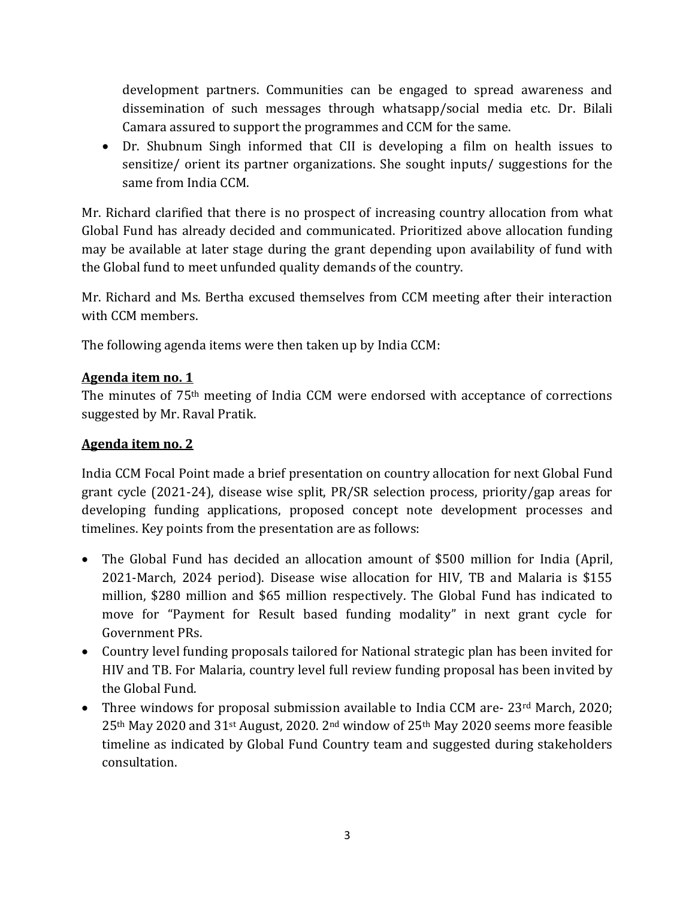development partners. Communities can be engaged to spread awareness and dissemination of such messages through whatsapp/social media etc. Dr. Bilali Camara assured to support the programmes and CCM for the same.

- Dr. Shubnum Singh informed that CII is developing a film on health issues to sensitize/ orient its partner organizations. She sought inputs/ suggestions for the same from India CCM.

Mr. Richard clarified that there is no prospect of increasing country allocation from what Global Fund has already decided and communicated. Prioritized above allocation funding may be available at later stage during the grant depending upon availability of fund with the Global fund to meet unfunded quality demands of the country.

Mr. Richard and Ms. Bertha excused themselves from CCM meeting after their interaction with CCM members.

The following agenda items were then taken up by India CCM:

**Agenda item no. 1**

The minutes of 75th meeting of India CCM were endorsed with acceptance of corrections suggested by Mr. Raval Pratik.

**Agenda item no. 2**

India CCM Focal Point made a brief presentation on country allocation for next Global Fund grant cycle (2021-24), disease wise split, PR/SR selection process, priority/gap areas for developing funding applications, proposed concept note development processes and timelines. Key points from the presentation are as follows:

- The Global Fund has decided an allocation amount of $500 million for India (April, 2021-March, 2024 period). Disease wise allocation for HIV, TB and Malaria is $155 million, $280 million and $65 million respectively. The Global Fund has indicated to move for "Payment for Result based funding modality" in next grant cycle for Government PRs.
- Country level funding proposals tailored for National strategic plan has been invited for HIV and TB. For Malaria, country level full review funding proposal has been invited by the Global Fund.
- Three windows for proposal submission available to India CCM are- 23rd March, 2020; 25th May 2020 and 31st August, 2020. 2nd window of 25th May 2020 seems more feasible timeline as indicated by Global Fund Country team and suggested during stakeholders consultation.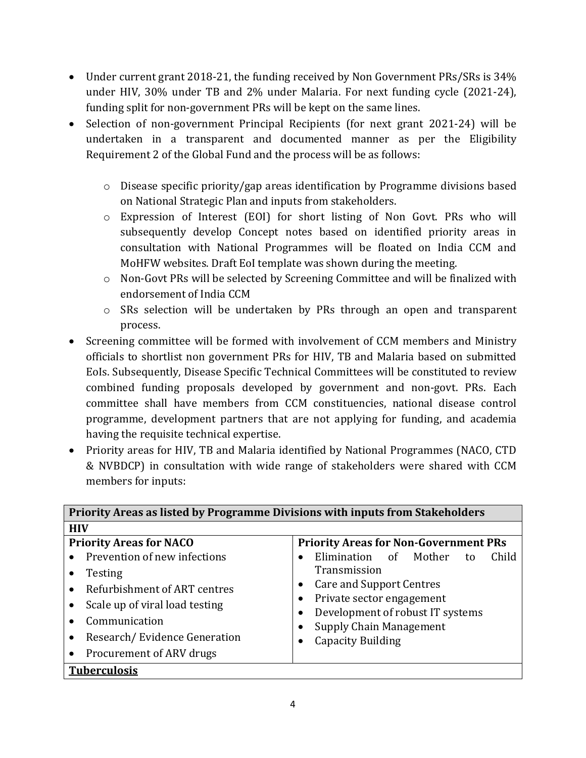- Under current grant 2018-21, the funding received by Non Government PRs/SRs is 34% under HIV, 30% under TB and 2% under Malaria. For next funding cycle (2021-24), funding split for non-government PRs will be kept on the same lines.
- Selection of non-government Principal Recipients (for next grant 2021-24) will be undertaken in a transparent and documented manner as per the Eligibility Requirement 2 of the Global Fund and the process will be as follows:

    - Disease specific priority/gap areas identification by Programme divisions based on National Strategic Plan and inputs from stakeholders.
    - Expression of Interest (EOI) for short listing of Non Govt. PRs who will subsequently develop Concept notes based on identified priority areas in consultation with National Programmes will be floated on India CCM and MoHFW websites. Draft EoI template was shown during the meeting.
    - Non-Govt PRs will be selected by Screening Committee and will be finalized with endorsement of India CCM
    - SRs selection will be undertaken by PRs through an open and transparent process.

- Screening committee will be formed with involvement of CCM members and Ministry officials to shortlist non government PRs for HIV, TB and Malaria based on submitted EoIs. Subsequently, Disease Specific Technical Committees will be constituted to review combined funding proposals developed by government and non-govt. PRs. Each committee shall have members from CCM constituencies, national disease control programme, development partners that are not applying for funding, and academia having the requisite technical expertise.
- Priority areas for HIV, TB and Malaria identified by National Programmes (NACO, CTD & NVBDCP) in consultation with wide range of stakeholders were shared with CCM members for inputs:

| **Priority Areas as listed by Programme Divisions with inputs from Stakeholders** | |
|---|---|
| **HIV** | |
| **Priority Areas for NACO** | **Priority Areas for Non-Government PRs** |
| • Prevention of new infections<br>• Testing<br>• Refurbishment of ART centres<br>• Scale up of viral load testing<br>• Communication<br>• Research/ Evidence Generation<br>• Procurement of ARV drugs | • Elimination of Mother to Child Transmission<br>• Care and Support Centres<br>• Private sector engagement<br>• Development of robust IT systems<br>• Supply Chain Management<br>• Capacity Building |
| **Tuberculosis** | |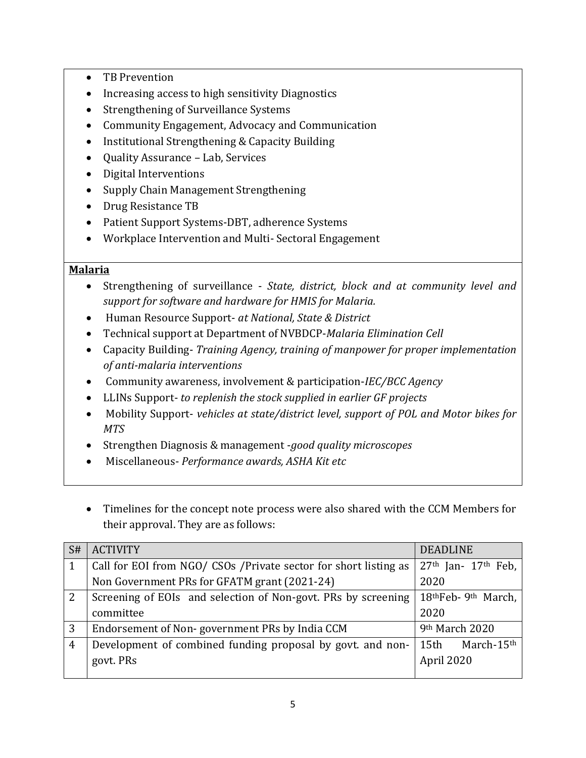- TB Prevention
- Increasing access to high sensitivity Diagnostics
- Strengthening of Surveillance Systems
- Community Engagement, Advocacy and Communication
- Institutional Strengthening & Capacity Building
- Quality Assurance – Lab, Services
- Digital Interventions
- Supply Chain Management Strengthening
- Drug Resistance TB
- Patient Support Systems-DBT, adherence Systems
- Workplace Intervention and Multi- Sectoral Engagement

**Malaria**

- Strengthening of surveillance - *State, district, block and at community level and support for software and hardware for HMIS for Malaria.*
- Human Resource Support- *at National, State & District*
- Technical support at Department of NVBDCP-*Malaria Elimination Cell*
- Capacity Building- *Training Agency, training of manpower for proper implementation of anti-malaria interventions*
- Community awareness, involvement & participation-*IEC/BCC Agency*
- LLINs Support- *to replenish the stock supplied in earlier GF projects*
- Mobility Support- *vehicles at state/district level, support of POL and Motor bikes for MTS*
- Strengthen Diagnosis & management -*good quality microscopes*
- Miscellaneous- *Performance awards, ASHA Kit etc*

- Timelines for the concept note process were also shared with the CCM Members for their approval. They are as follows:

| S# | ACTIVITY | DEADLINE |
|---|---|---|
| 1 | Call for EOI from NGO/ CSOs /Private sector for short listing as Non Government PRs for GFATM grant (2021-24) | 27th Jan- 17th Feb, 2020 |
| 2 | Screening of EOIs and selection of Non-govt. PRs by screening committee | 18thFeb- 9th March, 2020 |
| 3 | Endorsement of Non- government PRs by India CCM | 9th March 2020 |
| 4 | Development of combined funding proposal by govt. and non-govt. PRs | 15th March-15th April 2020 |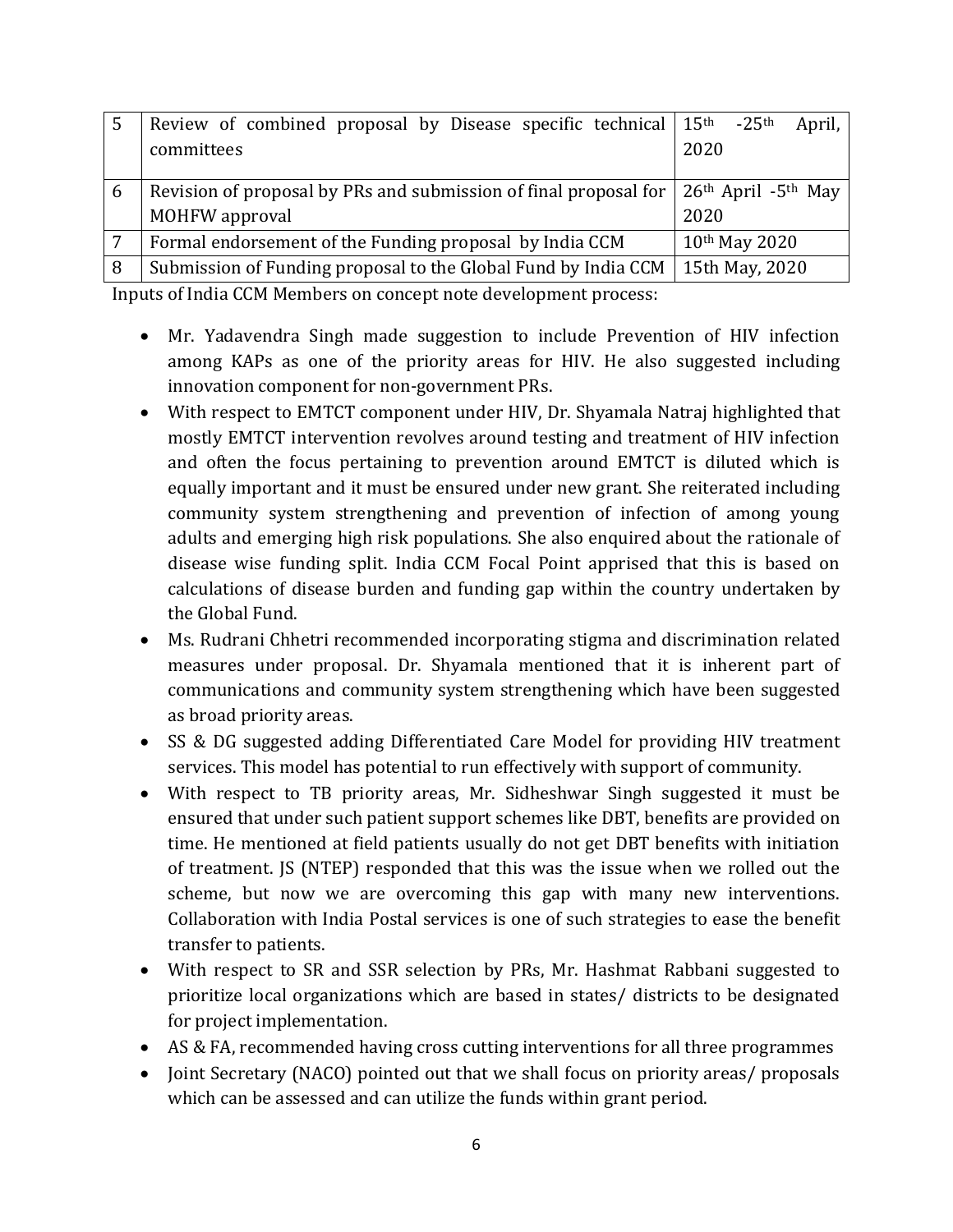| 5 | Review of combined proposal by Disease specific technical committees | 15th -25th April, 2020 |
|---|---|---|
| 6 | Revision of proposal by PRs and submission of final proposal for MOHFW approval | 26th April -5th May 2020 |
| 7 | Formal endorsement of the Funding proposal by India CCM | 10th May 2020 |
| 8 | Submission of Funding proposal to the Global Fund by India CCM | 15th May, 2020 |

Inputs of India CCM Members on concept note development process:

- Mr. Yadavendra Singh made suggestion to include Prevention of HIV infection among KAPs as one of the priority areas for HIV. He also suggested including innovation component for non-government PRs.
- With respect to EMTCT component under HIV, Dr. Shyamala Natraj highlighted that mostly EMTCT intervention revolves around testing and treatment of HIV infection and often the focus pertaining to prevention around EMTCT is diluted which is equally important and it must be ensured under new grant. She reiterated including community system strengthening and prevention of infection of among young adults and emerging high risk populations. She also enquired about the rationale of disease wise funding split. India CCM Focal Point apprised that this is based on calculations of disease burden and funding gap within the country undertaken by the Global Fund.
- Ms. Rudrani Chhetri recommended incorporating stigma and discrimination related measures under proposal. Dr. Shyamala mentioned that it is inherent part of communications and community system strengthening which have been suggested as broad priority areas.
- SS & DG suggested adding Differentiated Care Model for providing HIV treatment services. This model has potential to run effectively with support of community.
- With respect to TB priority areas, Mr. Sidheshwar Singh suggested it must be ensured that under such patient support schemes like DBT, benefits are provided on time. He mentioned at field patients usually do not get DBT benefits with initiation of treatment. JS (NTEP) responded that this was the issue when we rolled out the scheme, but now we are overcoming this gap with many new interventions. Collaboration with India Postal services is one of such strategies to ease the benefit transfer to patients.
- With respect to SR and SSR selection by PRs, Mr. Hashmat Rabbani suggested to prioritize local organizations which are based in states/ districts to be designated for project implementation.
- AS & FA, recommended having cross cutting interventions for all three programmes
- Joint Secretary (NACO) pointed out that we shall focus on priority areas/ proposals which can be assessed and can utilize the funds within grant period.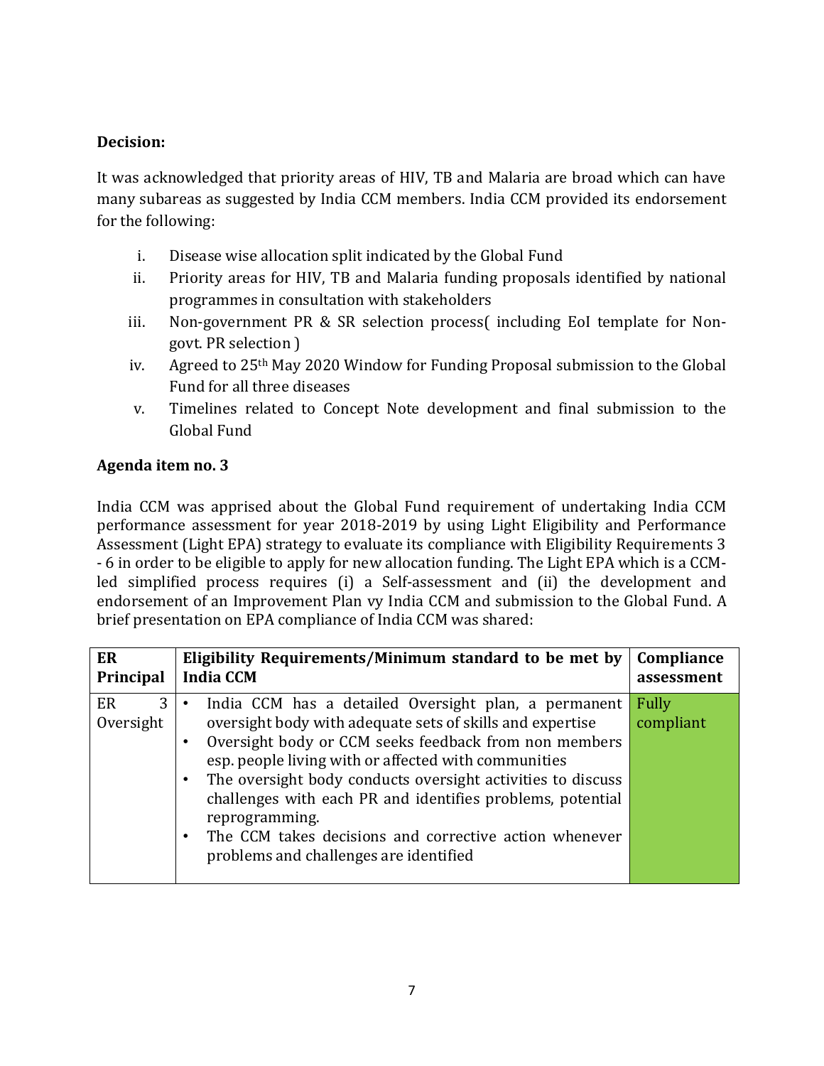**Decision:**

It was acknowledged that priority areas of HIV, TB and Malaria are broad which can have many subareas as suggested by India CCM members. India CCM provided its endorsement for the following:

i. Disease wise allocation split indicated by the Global Fund
ii. Priority areas for HIV, TB and Malaria funding proposals identified by national programmes in consultation with stakeholders
iii. Non-government PR & SR selection process( including EoI template for Non-govt. PR selection )
iv. Agreed to 25th May 2020 Window for Funding Proposal submission to the Global Fund for all three diseases
v. Timelines related to Concept Note development and final submission to the Global Fund

**Agenda item no. 3**

India CCM was apprised about the Global Fund requirement of undertaking India CCM performance assessment for year 2018-2019 by using Light Eligibility and Performance Assessment (Light EPA) strategy to evaluate its compliance with Eligibility Requirements 3 - 6 in order to be eligible to apply for new allocation funding. The Light EPA which is a CCM-led simplified process requires (i) a Self-assessment and (ii) the development and endorsement of an Improvement Plan vy India CCM and submission to the Global Fund. A brief presentation on EPA compliance of India CCM was shared:

| ER Principal | Eligibility Requirements/Minimum standard to be met by India CCM | Compliance assessment |
|---|---|---|
| ER 3 Oversight | • India CCM has a detailed Oversight plan, a permanent oversight body with adequate sets of skills and expertise<br>• Oversight body or CCM seeks feedback from non members esp. people living with or affected with communities<br>• The oversight body conducts oversight activities to discuss challenges with each PR and identifies problems, potential reprogramming.<br>• The CCM takes decisions and corrective action whenever problems and challenges are identified | Fully compliant |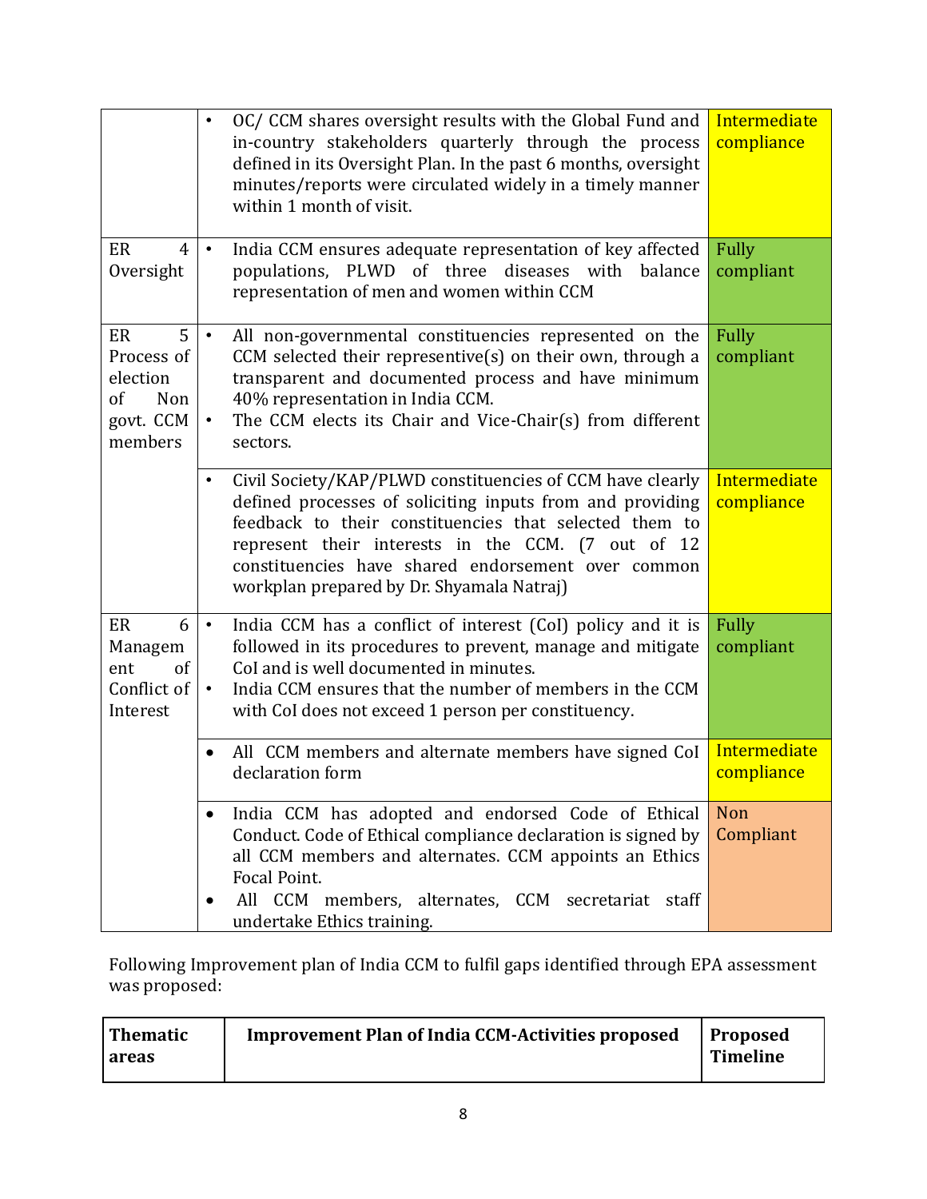| | | |
|---|---|---|
| | • OC/ CCM shares oversight results with the Global Fund and in-country stakeholders quarterly through the process defined in its Oversight Plan. In the past 6 months, oversight minutes/reports were circulated widely in a timely manner within 1 month of visit. | Intermediate compliance |
| ER 4 Oversight | • India CCM ensures adequate representation of key affected populations, PLWD of three diseases with balance representation of men and women within CCM | Fully compliant |
| ER 5 Process of election of Non govt. CCM members | • All non-governmental constituencies represented on the CCM selected their representive(s) on their own, through a transparent and documented process and have minimum 40% representation in India CCM.<br>• The CCM elects its Chair and Vice-Chair(s) from different sectors. | Fully compliant |
| | • Civil Society/KAP/PLWD constituencies of CCM have clearly defined processes of soliciting inputs from and providing feedback to their constituencies that selected them to represent their interests in the CCM. (7 out of 12 constituencies have shared endorsement over common workplan prepared by Dr. Shyamala Natraj) | Intermediate compliance |
| ER 6 Management of Conflict of Interest | • India CCM has a conflict of interest (CoI) policy and it is followed in its procedures to prevent, manage and mitigate CoI and is well documented in minutes.<br>• India CCM ensures that the number of members in the CCM with CoI does not exceed 1 person per constituency. | Fully compliant |
| | • All CCM members and alternate members have signed CoI declaration form | Intermediate compliance |
| | • India CCM has adopted and endorsed Code of Ethical Conduct. Code of Ethical compliance declaration is signed by all CCM members and alternates. CCM appoints an Ethics Focal Point.<br>• All CCM members, alternates, CCM secretariat staff undertake Ethics training. | Non Compliant |

Following Improvement plan of India CCM to fulfil gaps identified through EPA assessment was proposed:

| **Thematic areas** | **Improvement Plan of India CCM-Activities proposed** | **Proposed Timeline** |
|---|---|---|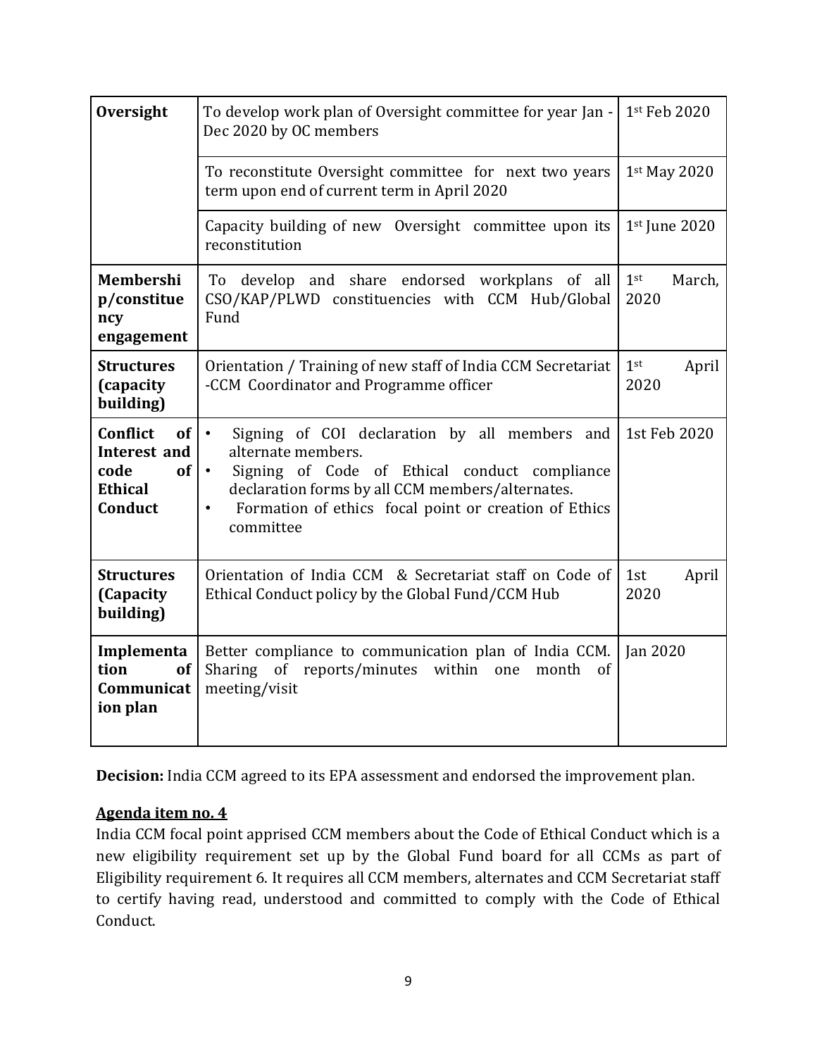| Oversight | To develop work plan of Oversight committee for year Jan - Dec 2020 by OC members | 1st Feb 2020 |
|---|---|---|
| | To reconstitute Oversight committee for next two years term upon end of current term in April 2020 | 1st May 2020 |
| | Capacity building of new Oversight committee upon its reconstitution | 1st June 2020 |
| **Membership/constituency engagement** | To develop and share endorsed workplans of all CSO/KAP/PLWD constituencies with CCM Hub/Global Fund | 1st March, 2020 |
| **Structures (capacity building)** | Orientation / Training of new staff of India CCM Secretariat -CCM Coordinator and Programme officer | 1st April 2020 |
| **Conflict of Interest and code of Ethical Conduct** | • Signing of COI declaration by all members and alternate members.<br>• Signing of Code of Ethical conduct compliance declaration forms by all CCM members/alternates.<br>• Formation of ethics focal point or creation of Ethics committee | 1st Feb 2020 |
| **Structures (Capacity building)** | Orientation of India CCM & Secretariat staff on Code of Ethical Conduct policy by the Global Fund/CCM Hub | 1st April 2020 |
| **Implementation of Communication plan** | Better compliance to communication plan of India CCM. Sharing of reports/minutes within one month of meeting/visit | Jan 2020 |

**Decision:** India CCM agreed to its EPA assessment and endorsed the improvement plan.

**Agenda item no. 4**

India CCM focal point apprised CCM members about the Code of Ethical Conduct which is a new eligibility requirement set up by the Global Fund board for all CCMs as part of Eligibility requirement 6. It requires all CCM members, alternates and CCM Secretariat staff to certify having read, understood and committed to comply with the Code of Ethical Conduct.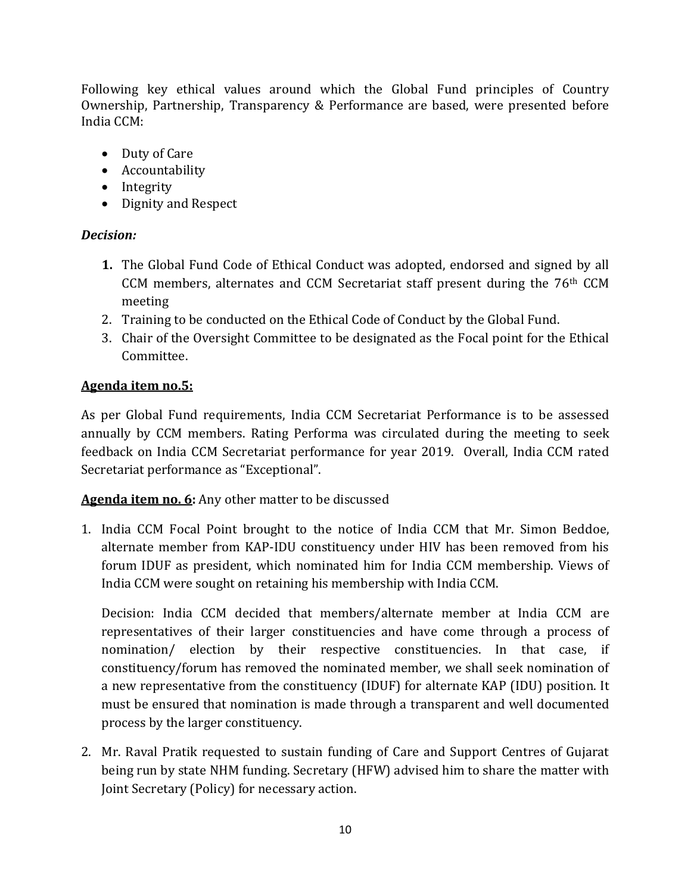Following key ethical values around which the Global Fund principles of Country Ownership, Partnership, Transparency & Performance are based, were presented before India CCM:

- Duty of Care
- Accountability
- Integrity
- Dignity and Respect

***Decision:***

1. The Global Fund Code of Ethical Conduct was adopted, endorsed and signed by all CCM members, alternates and CCM Secretariat staff present during the 76th CCM meeting
2. Training to be conducted on the Ethical Code of Conduct by the Global Fund.
3. Chair of the Oversight Committee to be designated as the Focal point for the Ethical Committee.

**Agenda item no.5:**

As per Global Fund requirements, India CCM Secretariat Performance is to be assessed annually by CCM members. Rating Performa was circulated during the meeting to seek feedback on India CCM Secretariat performance for year 2019. Overall, India CCM rated Secretariat performance as "Exceptional".

**Agenda item no. 6:** Any other matter to be discussed

1. India CCM Focal Point brought to the notice of India CCM that Mr. Simon Beddoe, alternate member from KAP-IDU constituency under HIV has been removed from his forum IDUF as president, which nominated him for India CCM membership. Views of India CCM were sought on retaining his membership with India CCM.

   Decision: India CCM decided that members/alternate member at India CCM are representatives of their larger constituencies and have come through a process of nomination/ election by their respective constituencies. In that case, if constituency/forum has removed the nominated member, we shall seek nomination of a new representative from the constituency (IDUF) for alternate KAP (IDU) position. It must be ensured that nomination is made through a transparent and well documented process by the larger constituency.

2. Mr. Raval Pratik requested to sustain funding of Care and Support Centres of Gujarat being run by state NHM funding. Secretary (HFW) advised him to share the matter with Joint Secretary (Policy) for necessary action.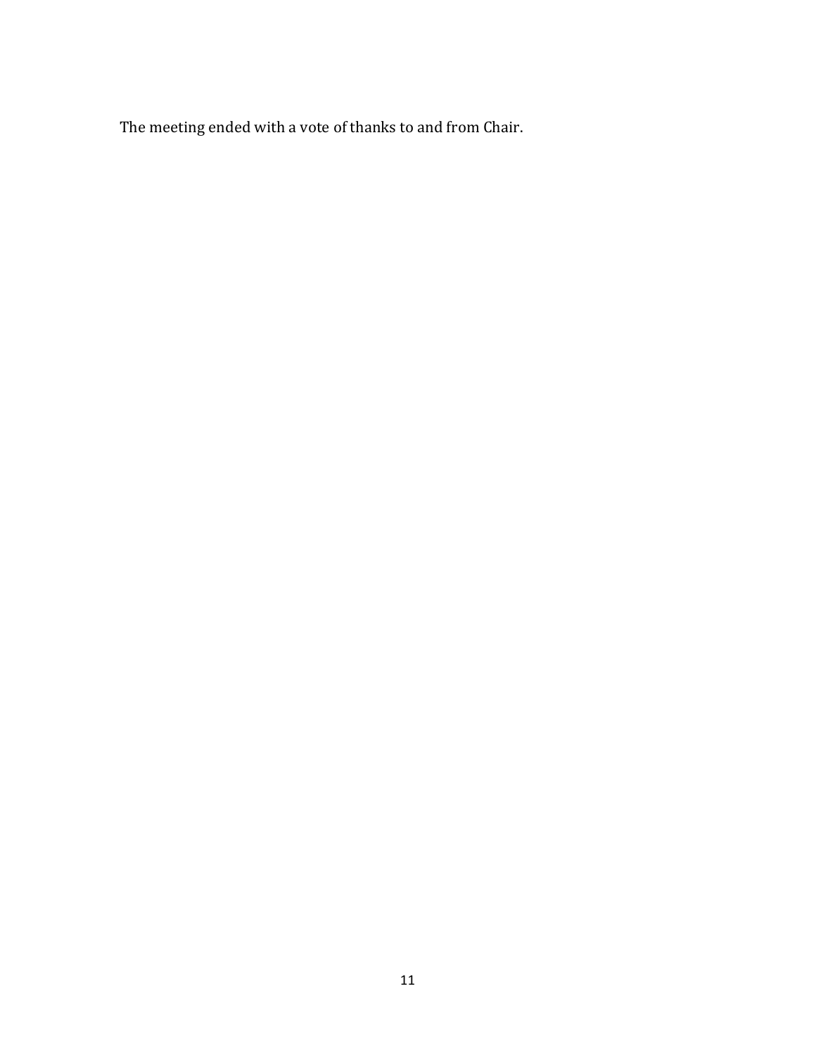The meeting ended with a vote of thanks to and from Chair.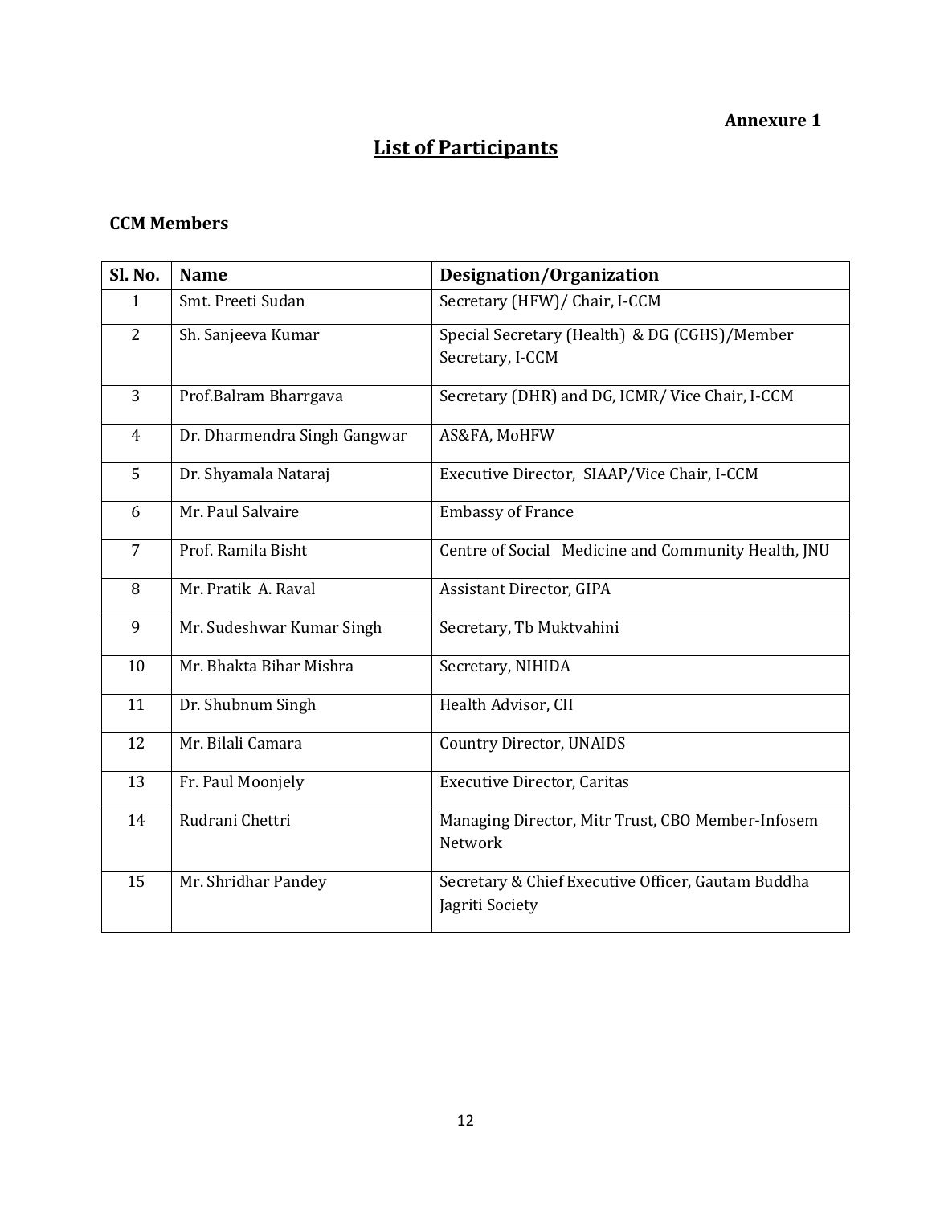**Annexure 1**

# List of Participants

### CCM Members

| Sl. No. | Name | Designation/Organization |
|---|---|---|
| 1 | Smt. Preeti Sudan | Secretary (HFW)/ Chair, I-CCM |
| 2 | Sh. Sanjeeva Kumar | Special Secretary (Health) & DG (CGHS)/Member Secretary, I-CCM |
| 3 | Prof.Balram Bharrgava | Secretary (DHR) and DG, ICMR/ Vice Chair, I-CCM |
| 4 | Dr. Dharmendra Singh Gangwar | AS&FA, MoHFW |
| 5 | Dr. Shyamala Nataraj | Executive Director, SIAAP/Vice Chair, I-CCM |
| 6 | Mr. Paul Salvaire | Embassy of France |
| 7 | Prof. Ramila Bisht | Centre of Social Medicine and Community Health, JNU |
| 8 | Mr. Pratik A. Raval | Assistant Director, GIPA |
| 9 | Mr. Sudeshwar Kumar Singh | Secretary, Tb Muktvahini |
| 10 | Mr. Bhakta Bihar Mishra | Secretary, NIHIDA |
| 11 | Dr. Shubnum Singh | Health Advisor, CII |
| 12 | Mr. Bilali Camara | Country Director, UNAIDS |
| 13 | Fr. Paul Moonjely | Executive Director, Caritas |
| 14 | Rudrani Chettri | Managing Director, Mitr Trust, CBO Member-Infosem Network |
| 15 | Mr. Shridhar Pandey | Secretary & Chief Executive Officer, Gautam Buddha Jagriti Society |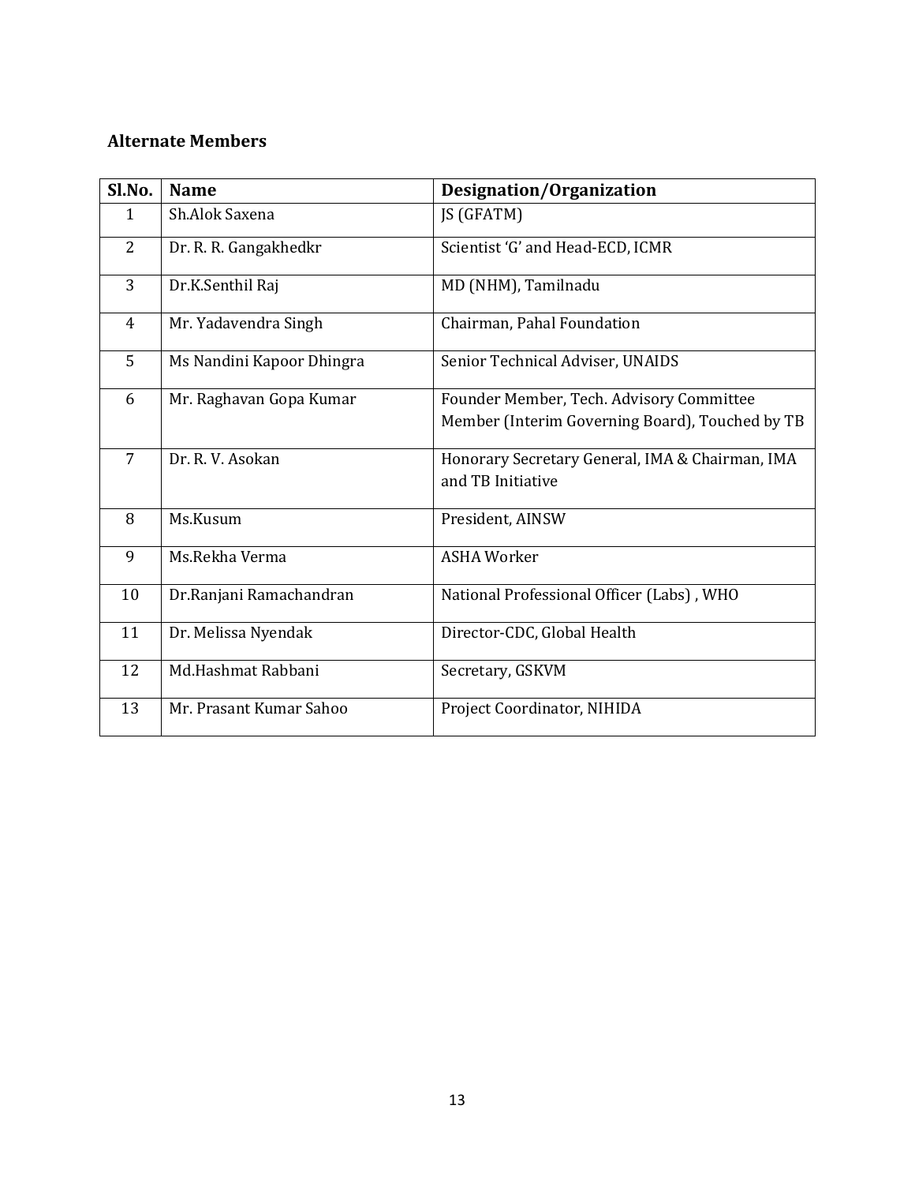### Alternate Members

| Sl.No. | Name | Designation/Organization |
|---|---|---|
| 1 | Sh.Alok Saxena | JS (GFATM) |
| 2 | Dr. R. R. Gangakhedkr | Scientist 'G' and Head-ECD, ICMR |
| 3 | Dr.K.Senthil Raj | MD (NHM), Tamilnadu |
| 4 | Mr. Yadavendra Singh | Chairman, Pahal Foundation |
| 5 | Ms Nandini Kapoor Dhingra | Senior Technical Adviser, UNAIDS |
| 6 | Mr. Raghavan Gopa Kumar | Founder Member, Tech. Advisory Committee Member (Interim Governing Board), Touched by TB |
| 7 | Dr. R. V. Asokan | Honorary Secretary General, IMA & Chairman, IMA and TB Initiative |
| 8 | Ms.Kusum | President, AINSW |
| 9 | Ms.Rekha Verma | ASHA Worker |
| 10 | Dr.Ranjani Ramachandran | National Professional Officer (Labs) , WHO |
| 11 | Dr. Melissa Nyendak | Director-CDC, Global Health |
| 12 | Md.Hashmat Rabbani | Secretary, GSKVM |
| 13 | Mr. Prasant Kumar Sahoo | Project Coordinator, NIHIDA |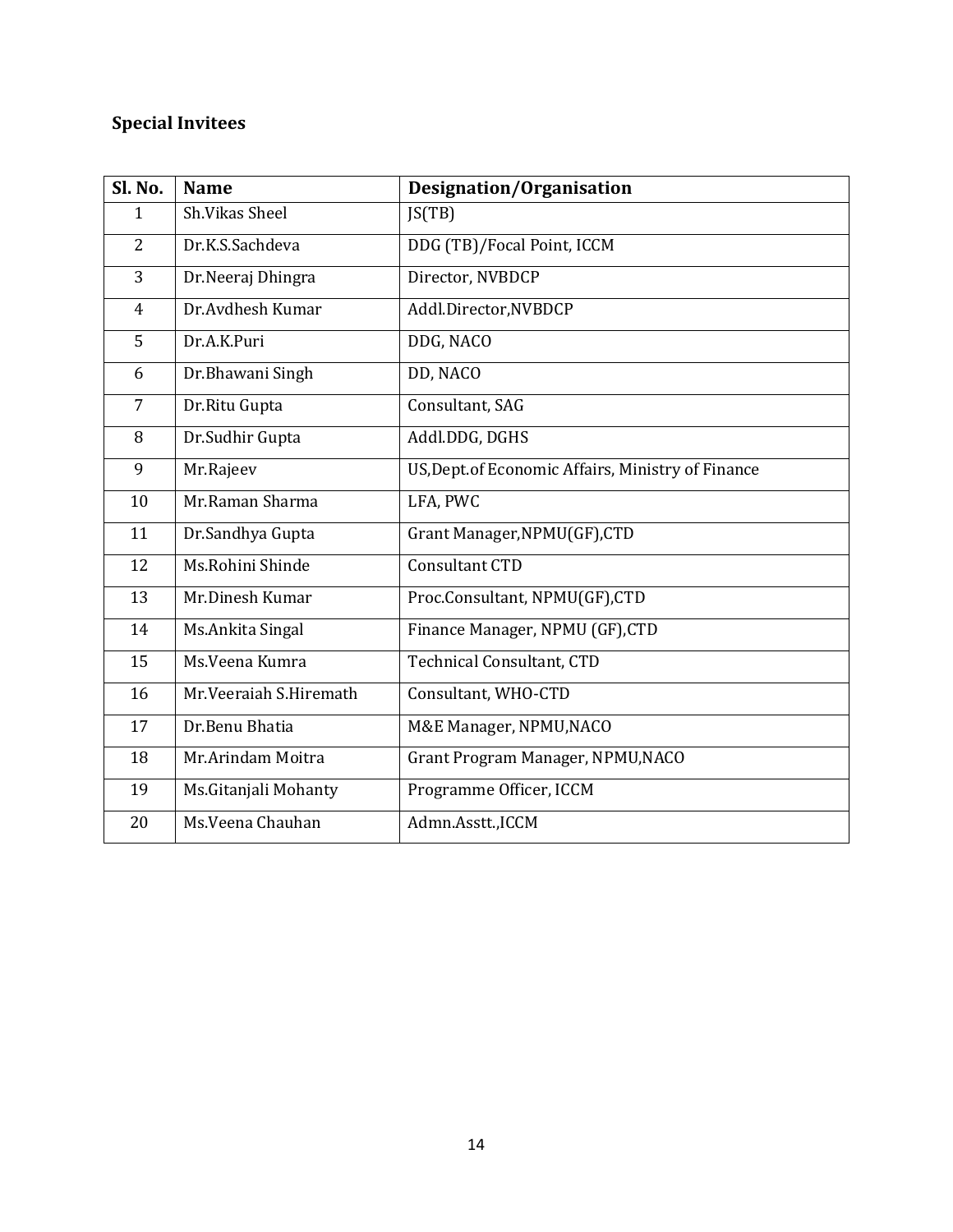**Special Invitees**

| Sl. No. | Name | Designation/Organisation |
|---|---|---|
| 1 | Sh.Vikas Sheel | JS(TB) |
| 2 | Dr.K.S.Sachdeva | DDG (TB)/Focal Point, ICCM |
| 3 | Dr.Neeraj Dhingra | Director, NVBDCP |
| 4 | Dr.Avdhesh Kumar | Addl.Director,NVBDCP |
| 5 | Dr.A.K.Puri | DDG, NACO |
| 6 | Dr.Bhawani Singh | DD, NACO |
| 7 | Dr.Ritu Gupta | Consultant, SAG |
| 8 | Dr.Sudhir Gupta | Addl.DDG, DGHS |
| 9 | Mr.Rajeev | US,Dept.of Economic Affairs, Ministry of Finance |
| 10 | Mr.Raman Sharma | LFA, PWC |
| 11 | Dr.Sandhya Gupta | Grant Manager,NPMU(GF),CTD |
| 12 | Ms.Rohini Shinde | Consultant CTD |
| 13 | Mr.Dinesh Kumar | Proc.Consultant, NPMU(GF),CTD |
| 14 | Ms.Ankita Singal | Finance Manager, NPMU (GF),CTD |
| 15 | Ms.Veena Kumra | Technical Consultant, CTD |
| 16 | Mr.Veeraiah S.Hiremath | Consultant, WHO-CTD |
| 17 | Dr.Benu Bhatia | M&E Manager, NPMU,NACO |
| 18 | Mr.Arindam Moitra | Grant Program Manager, NPMU,NACO |
| 19 | Ms.Gitanjali Mohanty | Programme Officer, ICCM |
| 20 | Ms.Veena Chauhan | Admn.Asstt.,ICCM |